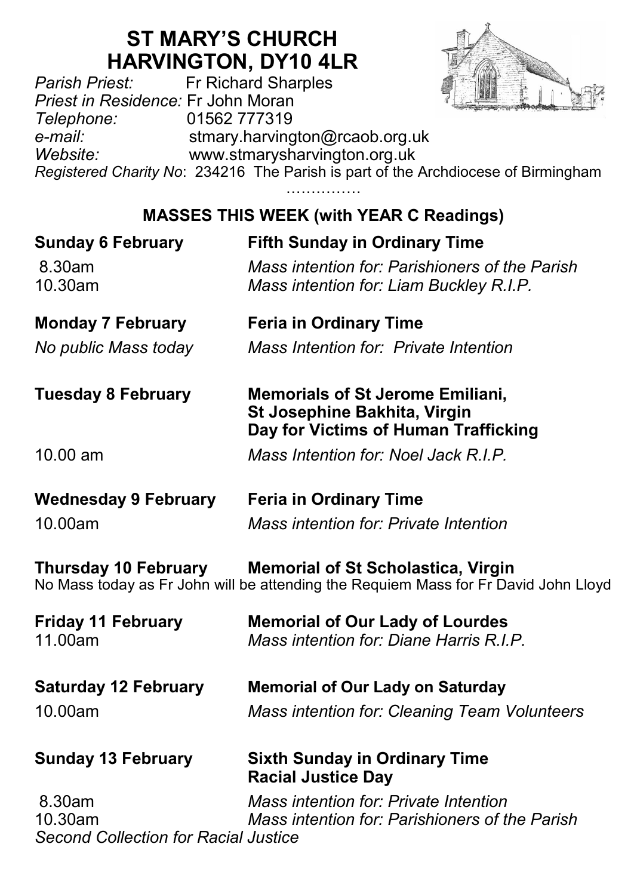# ST MARY'S CHURCH
# HARVINGTON, DY10 4LR

*Parish Priest:* Fr Richard Sharples
*Priest in Residence:* Fr John Moran
*Telephone:* 01562 777319
*e-mail:* stmary.harvington@rcaob.org.uk
*Website:* www.stmarysharvington.org.uk
*Registered Charity No*: 234216 The Parish is part of the Archdiocese of Birmingham

……………

## MASSES THIS WEEK (with YEAR C Readings)

**Sunday 6 February** — **Fifth Sunday in Ordinary Time**

8.30am — *Mass intention for: Parishioners of the Parish*
10.30am — *Mass intention for: Liam Buckley R.I.P.*

**Monday 7 February** — **Feria in Ordinary Time**

*No public Mass today* — *Mass Intention for: Private Intention*

**Tuesday 8 February** — **Memorials of St Jerome Emiliani, St Josephine Bakhita, Virgin**
**Day for Victims of Human Trafficking**

10.00 am — *Mass Intention for: Noel Jack R.I.P.*

**Wednesday 9 February** — **Feria in Ordinary Time**

10.00am — *Mass intention for: Private Intention*

**Thursday 10 February** — **Memorial of St Scholastica, Virgin**

No Mass today as Fr John will be attending the Requiem Mass for Fr David John Lloyd

**Friday 11 February** — **Memorial of Our Lady of Lourdes**

11.00am — *Mass intention for: Diane Harris R.I.P.*

**Saturday 12 February** — **Memorial of Our Lady on Saturday**

10.00am — *Mass intention for: Cleaning Team Volunteers*

**Sunday 13 February** — **Sixth Sunday in Ordinary Time**
**Racial Justice Day**

8.30am — *Mass intention for: Private Intention*
10.30am — *Mass intention for: Parishioners of the Parish*

*Second Collection for Racial Justice*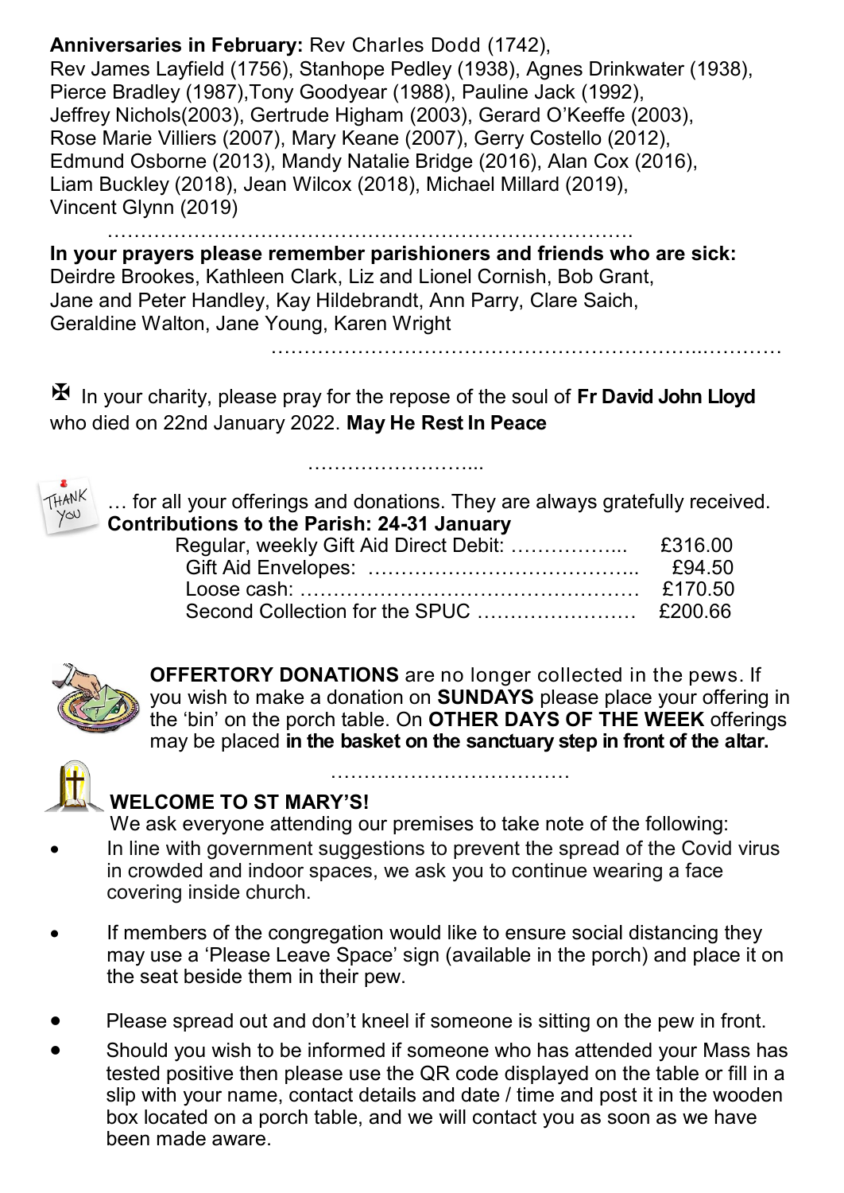**Anniversaries in February:** Rev Charles Dodd (1742), Rev James Layfield (1756), Stanhope Pedley (1938), Agnes Drinkwater (1938), Pierce Bradley (1987),Tony Goodyear (1988), Pauline Jack (1992), Jeffrey Nichols(2003), Gertrude Higham (2003), Gerard O'Keeffe (2003), Rose Marie Villiers (2007), Mary Keane (2007), Gerry Costello (2012), Edmund Osborne (2013), Mandy Natalie Bridge (2016), Alan Cox (2016), Liam Buckley (2018), Jean Wilcox (2018), Michael Millard (2019), Vincent Glynn (2019)

…………………………………………………………………….

**In your prayers please remember parishioners and friends who are sick:** Deirdre Brookes, Kathleen Clark, Liz and Lionel Cornish, Bob Grant, Jane and Peter Handley, Kay Hildebrandt, Ann Parry, Clare Saich, Geraldine Walton, Jane Young, Karen Wright

…………………………………………………………..…………

✠ In your charity, please pray for the repose of the soul of **Fr David John Lloyd** who died on 22nd January 2022. **May He Rest In Peace**

……………………...

THANK YOU … for all your offerings and donations. They are always gratefully received.

**Contributions to the Parish: 24-31 January**

| | |
|---|---|
| Regular, weekly Gift Aid Direct Debit: ……………... | £316.00 |
| Gift Aid Envelopes: ………………………………….. | £94.50 |
| Loose cash: …………………………………………… | £170.50 |
| Second Collection for the SPUC …………………… | £200.66 |

**OFFERTORY DONATIONS** are no longer collected in the pews. If you wish to make a donation on **SUNDAYS** please place your offering in the 'bin' on the porch table. On **OTHER DAYS OF THE WEEK** offerings may be placed **in the basket on the sanctuary step in front of the altar.**

………………………………

## WELCOME TO ST MARY'S!

We ask everyone attending our premises to take note of the following:

- In line with government suggestions to prevent the spread of the Covid virus in crowded and indoor spaces, we ask you to continue wearing a face covering inside church.
- If members of the congregation would like to ensure social distancing they may use a 'Please Leave Space' sign (available in the porch) and place it on the seat beside them in their pew.
- Please spread out and don't kneel if someone is sitting on the pew in front.
- Should you wish to be informed if someone who has attended your Mass has tested positive then please use the QR code displayed on the table or fill in a slip with your name, contact details and date / time and post it in the wooden box located on a porch table, and we will contact you as soon as we have been made aware.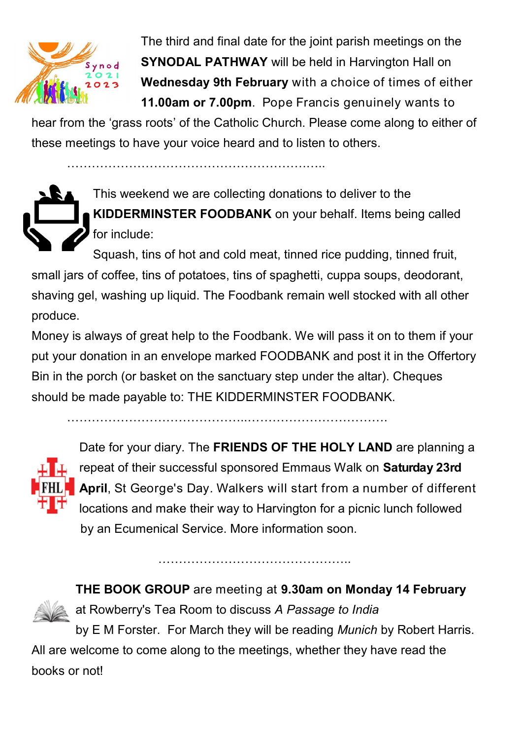The third and final date for the joint parish meetings on the **SYNODAL PATHWAY** will be held in Harvington Hall on **Wednesday 9th February** with a choice of times of either **11.00am or 7.00pm**. Pope Francis genuinely wants to hear from the 'grass roots' of the Catholic Church. Please come along to either of these meetings to have your voice heard and to listen to others.

……………………………………………………..

This weekend we are collecting donations to deliver to the **KIDDERMINSTER FOODBANK** on your behalf. Items being called for include:

Squash, tins of hot and cold meat, tinned rice pudding, tinned fruit, small jars of coffee, tins of potatoes, tins of spaghetti, cuppa soups, deodorant, shaving gel, washing up liquid. The Foodbank remain well stocked with all other produce.

Money is always of great help to the Foodbank. We will pass it on to them if your put your donation in an envelope marked FOODBANK and post it in the Offertory Bin in the porch (or basket on the sanctuary step under the altar). Cheques should be made payable to: THE KIDDERMINSTER FOODBANK.

……………………………………..…………………………….

Date for your diary. The **FRIENDS OF THE HOLY LAND** are planning a repeat of their successful sponsored Emmaus Walk on **Saturday 23rd April**, St George's Day. Walkers will start from a number of different locations and make their way to Harvington for a picnic lunch followed by an Ecumenical Service. More information soon.

………………………………………..

**THE BOOK GROUP** are meeting at **9.30am on Monday 14 February** at Rowberry's Tea Room to discuss *A Passage to India* by E M Forster. For March they will be reading *Munich* by Robert Harris. All are welcome to come along to the meetings, whether they have read the books or not!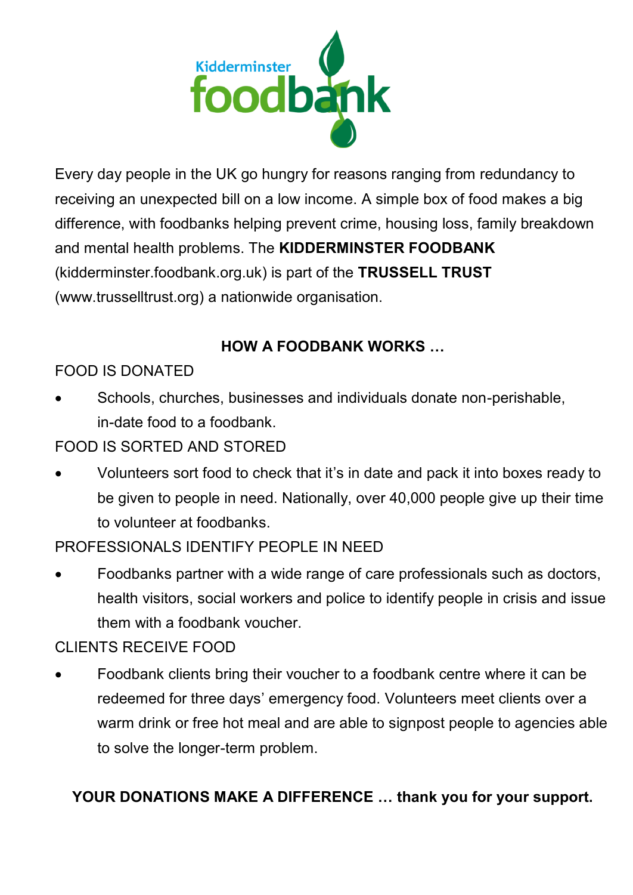Kidderminster foodbank

Every day people in the UK go hungry for reasons ranging from redundancy to receiving an unexpected bill on a low income. A simple box of food makes a big difference, with foodbanks helping prevent crime, housing loss, family breakdown and mental health problems. The **KIDDERMINSTER FOODBANK** (kidderminster.foodbank.org.uk) is part of the **TRUSSELL TRUST** (www.trusselltrust.org) a nationwide organisation.

## HOW A FOODBANK WORKS …

FOOD IS DONATED

- Schools, churches, businesses and individuals donate non-perishable, in-date food to a foodbank.

FOOD IS SORTED AND STORED

- Volunteers sort food to check that it's in date and pack it into boxes ready to be given to people in need. Nationally, over 40,000 people give up their time to volunteer at foodbanks.

PROFESSIONALS IDENTIFY PEOPLE IN NEED

- Foodbanks partner with a wide range of care professionals such as doctors, health visitors, social workers and police to identify people in crisis and issue them with a foodbank voucher.

CLIENTS RECEIVE FOOD

- Foodbank clients bring their voucher to a foodbank centre where it can be redeemed for three days' emergency food. Volunteers meet clients over a warm drink or free hot meal and are able to signpost people to agencies able to solve the longer-term problem.

**YOUR DONATIONS MAKE A DIFFERENCE … thank you for your support.**